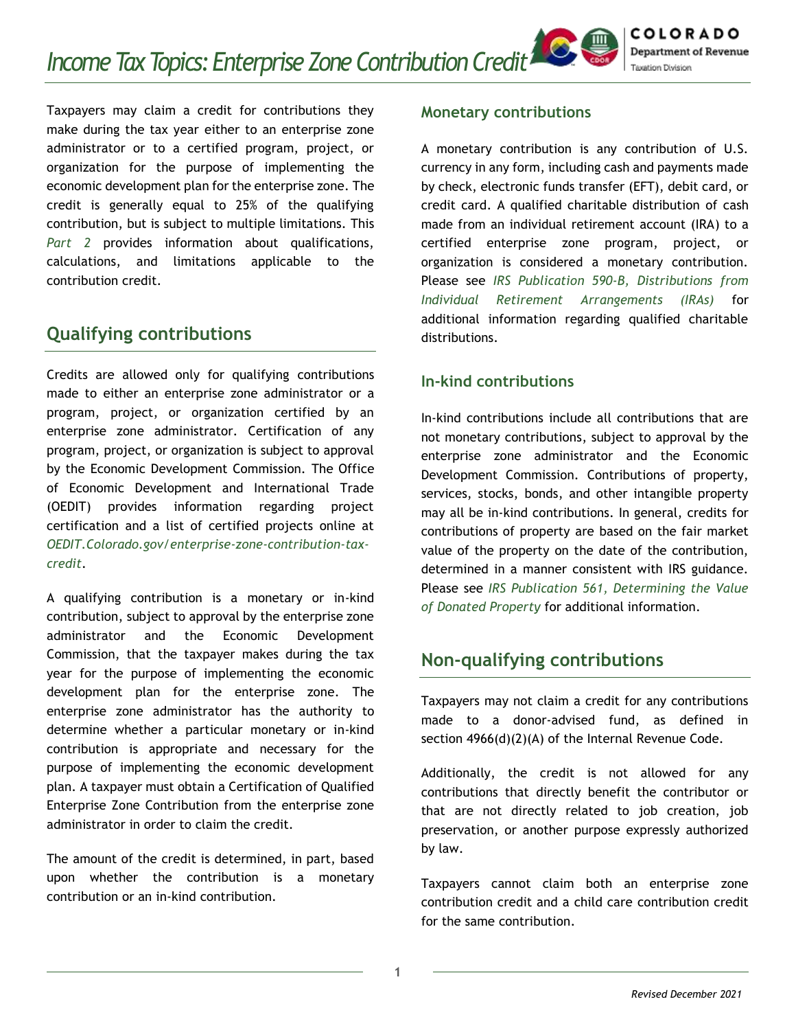# Income Tax Topics: Enterprise Zone Contribution Credit

Taxpayers may claim a credit for contributions they make during the tax year either to an enterprise zone administrator or to a certified program, project, or organization for the purpose of implementing the economic development plan for the enterprise zone. The credit is generally equal to 25% of the qualifying contribution, but is subject to multiple limitations. This *Part 2* provides information about qualifications, calculations, and limitations applicable to the contribution credit.

## Qualifying contributions

Credits are allowed only for qualifying contributions made to either an enterprise zone administrator or a program, project, or organization certified by an enterprise zone administrator. Certification of any program, project, or organization is subject to approval by the Economic Development Commission. The Office of Economic Development and International Trade (OEDIT) provides information regarding project certification and a list of certified projects online at *OEDIT.Colorado.gov/enterprise-zone-contribution-tax-credit*.

A qualifying contribution is a monetary or in-kind contribution, subject to approval by the enterprise zone administrator and the Economic Development Commission, that the taxpayer makes during the tax year for the purpose of implementing the economic development plan for the enterprise zone. The enterprise zone administrator has the authority to determine whether a particular monetary or in-kind contribution is appropriate and necessary for the purpose of implementing the economic development plan. A taxpayer must obtain a Certification of Qualified Enterprise Zone Contribution from the enterprise zone administrator in order to claim the credit.

The amount of the credit is determined, in part, based upon whether the contribution is a monetary contribution or an in-kind contribution.

### Monetary contributions

A monetary contribution is any contribution of U.S. currency in any form, including cash and payments made by check, electronic funds transfer (EFT), debit card, or credit card. A qualified charitable distribution of cash made from an individual retirement account (IRA) to a certified enterprise zone program, project, or organization is considered a monetary contribution. Please see *IRS Publication 590-B, Distributions from Individual Retirement Arrangements (IRAs)* for additional information regarding qualified charitable distributions.

### In-kind contributions

In-kind contributions include all contributions that are not monetary contributions, subject to approval by the enterprise zone administrator and the Economic Development Commission. Contributions of property, services, stocks, bonds, and other intangible property may all be in-kind contributions. In general, credits for contributions of property are based on the fair market value of the property on the date of the contribution, determined in a manner consistent with IRS guidance. Please see *IRS Publication 561, Determining the Value of Donated Property* for additional information.

## Non-qualifying contributions

Taxpayers may not claim a credit for any contributions made to a donor-advised fund, as defined in section 4966(d)(2)(A) of the Internal Revenue Code.

Additionally, the credit is not allowed for any contributions that directly benefit the contributor or that are not directly related to job creation, job preservation, or another purpose expressly authorized by law.

Taxpayers cannot claim both an enterprise zone contribution credit and a child care contribution credit for the same contribution.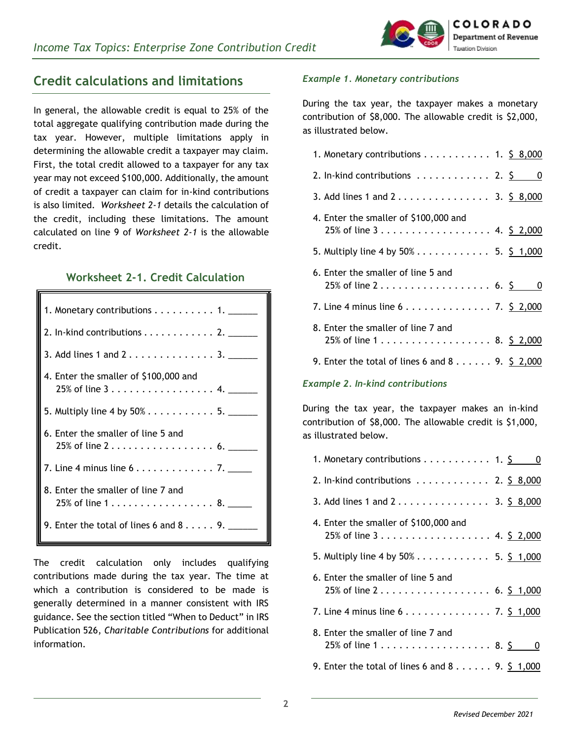## Credit calculations and limitations

In general, the allowable credit is equal to 25% of the total aggregate qualifying contribution made during the tax year. However, multiple limitations apply in determining the allowable credit a taxpayer may claim. First, the total credit allowed to a taxpayer for any tax year may not exceed $100,000. Additionally, the amount of credit a taxpayer can claim for in-kind contributions is also limited. *Worksheet 2-1* details the calculation of the credit, including these limitations. The amount calculated on line 9 of *Worksheet 2-1* is the allowable credit.

### Worksheet 2-1. Credit Calculation

| Line | Description | Amount |
|---|---|---|
| 1. | Monetary contributions | 1. ______ |
| 2. | In-kind contributions | 2. ______ |
| 3. | Add lines 1 and 2 | 3. ______ |
| 4. | Enter the smaller of $100,000 and 25% of line 3 | 4. ______ |
| 5. | Multiply line 4 by 50% | 5. ______ |
| 6. | Enter the smaller of line 5 and 25% of line 2 | 6. ______ |
| 7. | Line 4 minus line 6 | 7. ______ |
| 8. | Enter the smaller of line 7 and 25% of line 1 | 8. ______ |
| 9. | Enter the total of lines 6 and 8 | 9. ______ |

The credit calculation only includes qualifying contributions made during the tax year. The time at which a contribution is considered to be made is generally determined in a manner consistent with IRS guidance. See the section titled "When to Deduct" in IRS Publication 526, *Charitable Contributions* for additional information.

***Example 1. Monetary contributions***

During the tax year, the taxpayer makes a monetary contribution of $8,000. The allowable credit is $2,000, as illustrated below.

| Line | Description | Amount |
|---|---|---|
| 1. | Monetary contributions | 1. $ 8,000 |
| 2. | In-kind contributions | 2. $ 0 |
| 3. | Add lines 1 and 2 | 3. $ 8,000 |
| 4. | Enter the smaller of $100,000 and 25% of line 3 | 4. $ 2,000 |
| 5. | Multiply line 4 by 50% | 5. $ 1,000 |
| 6. | Enter the smaller of line 5 and 25% of line 2 | 6. $ 0 |
| 7. | Line 4 minus line 6 | 7. $ 2,000 |
| 8. | Enter the smaller of line 7 and 25% of line 1 | 8. $ 2,000 |
| 9. | Enter the total of lines 6 and 8 | 9. $ 2,000 |

***Example 2. In-kind contributions***

During the tax year, the taxpayer makes an in-kind contribution of $8,000. The allowable credit is $1,000, as illustrated below.

| Line | Description | Amount |
|---|---|---|
| 1. | Monetary contributions | 1. $ 0 |
| 2. | In-kind contributions | 2. $ 8,000 |
| 3. | Add lines 1 and 2 | 3. $ 8,000 |
| 4. | Enter the smaller of $100,000 and 25% of line 3 | 4. $ 2,000 |
| 5. | Multiply line 4 by 50% | 5. $ 1,000 |
| 6. | Enter the smaller of line 5 and 25% of line 2 | 6. $ 1,000 |
| 7. | Line 4 minus line 6 | 7. $ 1,000 |
| 8. | Enter the smaller of line 7 and 25% of line 1 | 8. $ 0 |
| 9. | Enter the total of lines 6 and 8 | 9. $ 1,000 |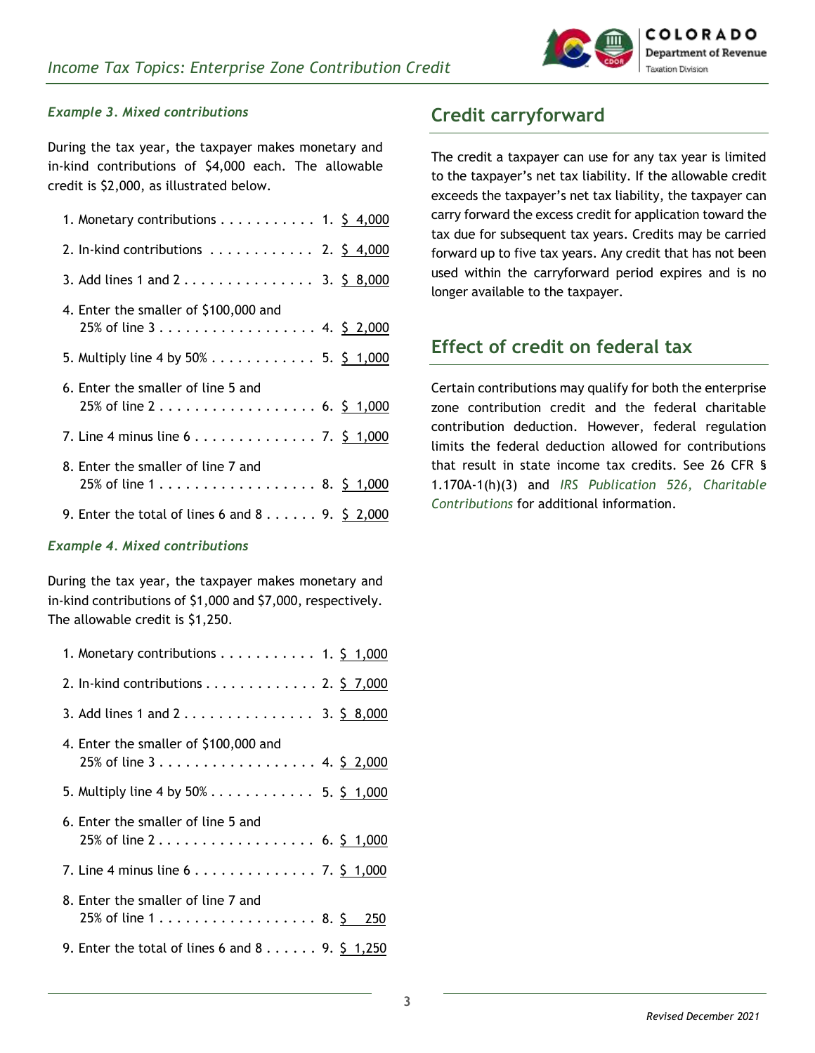#### *Example 3. Mixed contributions*

During the tax year, the taxpayer makes monetary and in-kind contributions of $4,000 each. The allowable credit is $2,000, as illustrated below.

| Line | Description | Amount |
|---|---|---|
| 1. | Monetary contributions | $ 4,000 |
| 2. | In-kind contributions | $ 4,000 |
| 3. | Add lines 1 and 2 | $ 8,000 |
| 4. | Enter the smaller of $100,000 and 25% of line 3 | $ 2,000 |
| 5. | Multiply line 4 by 50% | $ 1,000 |
| 6. | Enter the smaller of line 5 and 25% of line 2 | $ 1,000 |
| 7. | Line 4 minus line 6 | $ 1,000 |
| 8. | Enter the smaller of line 7 and 25% of line 1 | $ 1,000 |
| 9. | Enter the total of lines 6 and 8 | $ 2,000 |

#### *Example 4. Mixed contributions*

During the tax year, the taxpayer makes monetary and in-kind contributions of $1,000 and $7,000, respectively. The allowable credit is $1,250.

| Line | Description | Amount |
|---|---|---|
| 1. | Monetary contributions | $ 1,000 |
| 2. | In-kind contributions | $ 7,000 |
| 3. | Add lines 1 and 2 | $ 8,000 |
| 4. | Enter the smaller of $100,000 and 25% of line 3 | $ 2,000 |
| 5. | Multiply line 4 by 50% | $ 1,000 |
| 6. | Enter the smaller of line 5 and 25% of line 2 | $ 1,000 |
| 7. | Line 4 minus line 6 | $ 1,000 |
| 8. | Enter the smaller of line 7 and 25% of line 1 | $ 250 |
| 9. | Enter the total of lines 6 and 8 | $ 1,250 |

## Credit carryforward

The credit a taxpayer can use for any tax year is limited to the taxpayer's net tax liability. If the allowable credit exceeds the taxpayer's net tax liability, the taxpayer can carry forward the excess credit for application toward the tax due for subsequent tax years. Credits may be carried forward up to five tax years. Any credit that has not been used within the carryforward period expires and is no longer available to the taxpayer.

## Effect of credit on federal tax

Certain contributions may qualify for both the enterprise zone contribution credit and the federal charitable contribution deduction. However, federal regulation limits the federal deduction allowed for contributions that result in state income tax credits. See 26 CFR § 1.170A-1(h)(3) and *IRS Publication 526, Charitable Contributions* for additional information.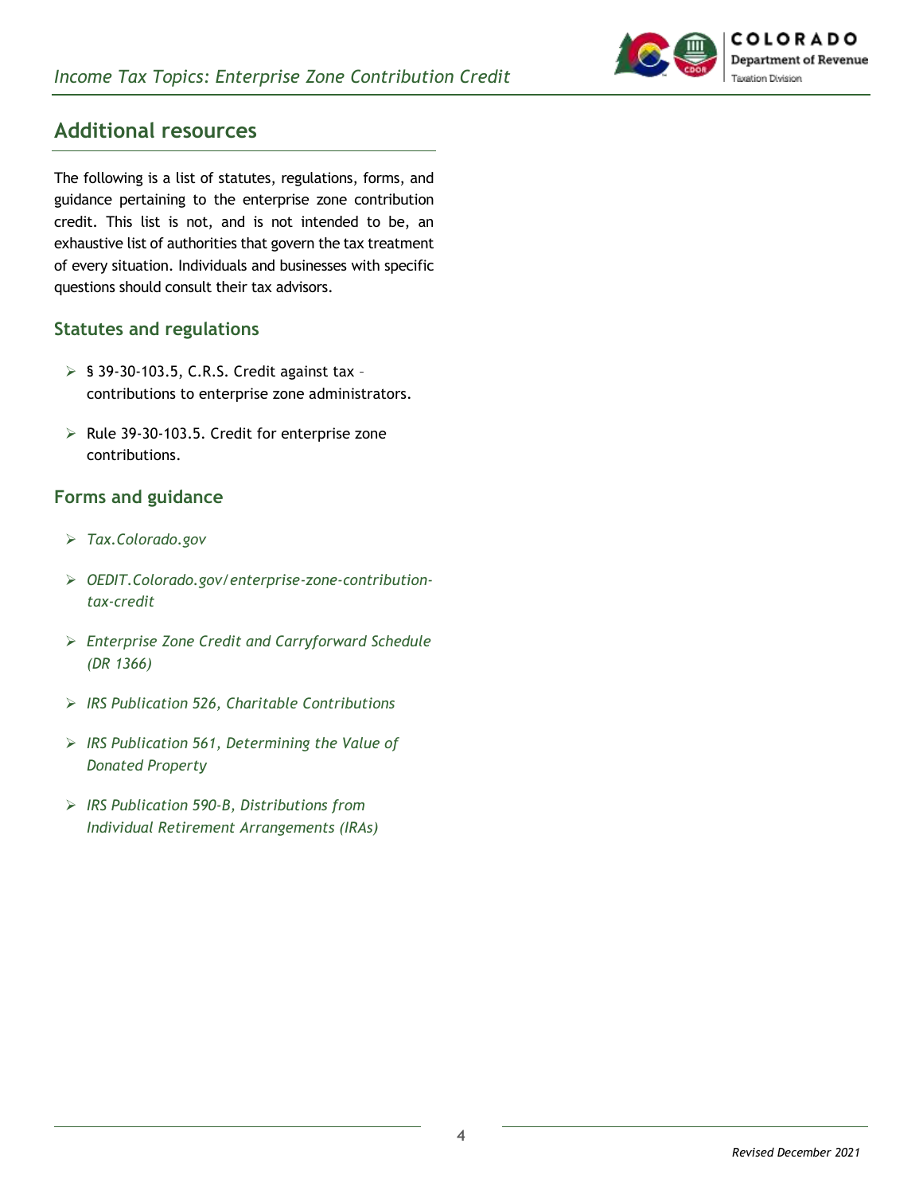## Additional resources

The following is a list of statutes, regulations, forms, and guidance pertaining to the enterprise zone contribution credit. This list is not, and is not intended to be, an exhaustive list of authorities that govern the tax treatment of every situation. Individuals and businesses with specific questions should consult their tax advisors.

### Statutes and regulations

- § 39-30-103.5, C.R.S. Credit against tax – contributions to enterprise zone administrators.
- Rule 39-30-103.5. Credit for enterprise zone contributions.

### Forms and guidance

- *Tax.Colorado.gov*
- *OEDIT.Colorado.gov/enterprise-zone-contribution-tax-credit*
- *Enterprise Zone Credit and Carryforward Schedule (DR 1366)*
- *IRS Publication 526, Charitable Contributions*
- *IRS Publication 561, Determining the Value of Donated Property*
- *IRS Publication 590-B, Distributions from Individual Retirement Arrangements (IRAs)*